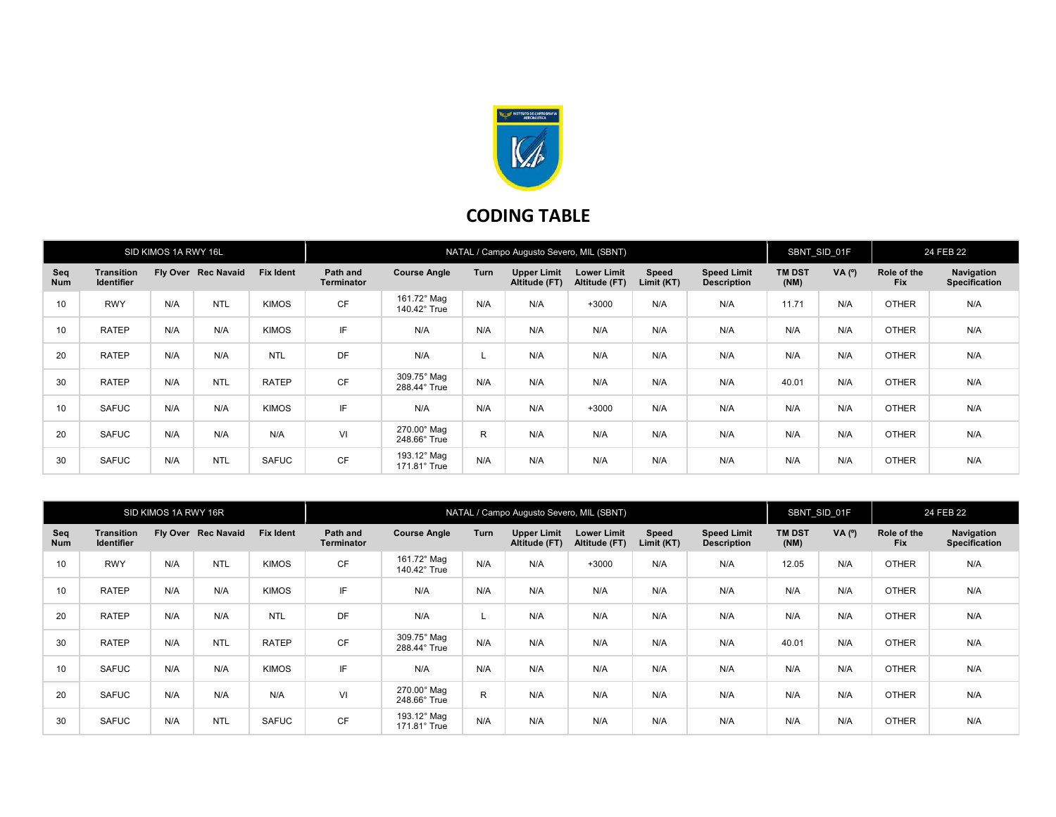# CODING TABLE

| SID KIMOS 1A RWY 16L | | | | | NATAL / Campo Augusto Severo, MIL (SBNT) | | | | | | SBNT_SID_01F | | 24 FEB 22 | |
|---|---|---|---|---|---|---|---|---|---|---|---|---|---|---|
| Seq Num | Transition Identifier | Fly Over | Rec Navaid | Fix Ident | Path and Terminator | Course Angle | Turn | Upper Limit Altitude (FT) | Lower Limit Altitude (FT) | Speed Limit (KT) | Speed Limit Description | TM DST (NM) | VA (º) | Role of the Fix | Navigation Specification |
| 10 | RWY | N/A | NTL | KIMOS | CF | 161.72° Mag 140.42° True | N/A | N/A | +3000 | N/A | N/A | 11.71 | N/A | OTHER | N/A |
| 10 | RATEP | N/A | N/A | KIMOS | IF | N/A | N/A | N/A | N/A | N/A | N/A | N/A | N/A | OTHER | N/A |
| 20 | RATEP | N/A | N/A | NTL | DF | N/A | L | N/A | N/A | N/A | N/A | N/A | N/A | OTHER | N/A |
| 30 | RATEP | N/A | NTL | RATEP | CF | 309.75° Mag 288.44° True | N/A | N/A | N/A | N/A | N/A | 40.01 | N/A | OTHER | N/A |
| 10 | SAFUC | N/A | N/A | KIMOS | IF | N/A | N/A | N/A | +3000 | N/A | N/A | N/A | N/A | OTHER | N/A |
| 20 | SAFUC | N/A | N/A | N/A | VI | 270.00° Mag 248.66° True | R | N/A | N/A | N/A | N/A | N/A | N/A | OTHER | N/A |
| 30 | SAFUC | N/A | NTL | SAFUC | CF | 193.12° Mag 171.81° True | N/A | N/A | N/A | N/A | N/A | N/A | N/A | OTHER | N/A |

| SID KIMOS 1A RWY 16R | | | | | NATAL / Campo Augusto Severo, MIL (SBNT) | | | | | | SBNT_SID_01F | | 24 FEB 22 | |
|---|---|---|---|---|---|---|---|---|---|---|---|---|---|---|
| Seq Num | Transition Identifier | Fly Over | Rec Navaid | Fix Ident | Path and Terminator | Course Angle | Turn | Upper Limit Altitude (FT) | Lower Limit Altitude (FT) | Speed Limit (KT) | Speed Limit Description | TM DST (NM) | VA (º) | Role of the Fix | Navigation Specification |
| 10 | RWY | N/A | NTL | KIMOS | CF | 161.72° Mag 140.42° True | N/A | N/A | +3000 | N/A | N/A | 12.05 | N/A | OTHER | N/A |
| 10 | RATEP | N/A | N/A | KIMOS | IF | N/A | N/A | N/A | N/A | N/A | N/A | N/A | N/A | OTHER | N/A |
| 20 | RATEP | N/A | N/A | NTL | DF | N/A | L | N/A | N/A | N/A | N/A | N/A | N/A | OTHER | N/A |
| 30 | RATEP | N/A | NTL | RATEP | CF | 309.75° Mag 288.44° True | N/A | N/A | N/A | N/A | N/A | 40.01 | N/A | OTHER | N/A |
| 10 | SAFUC | N/A | N/A | KIMOS | IF | N/A | N/A | N/A | N/A | N/A | N/A | N/A | N/A | OTHER | N/A |
| 20 | SAFUC | N/A | N/A | N/A | VI | 270.00° Mag 248.66° True | R | N/A | N/A | N/A | N/A | N/A | N/A | OTHER | N/A |
| 30 | SAFUC | N/A | NTL | SAFUC | CF | 193.12° Mag 171.81° True | N/A | N/A | N/A | N/A | N/A | N/A | N/A | OTHER | N/A |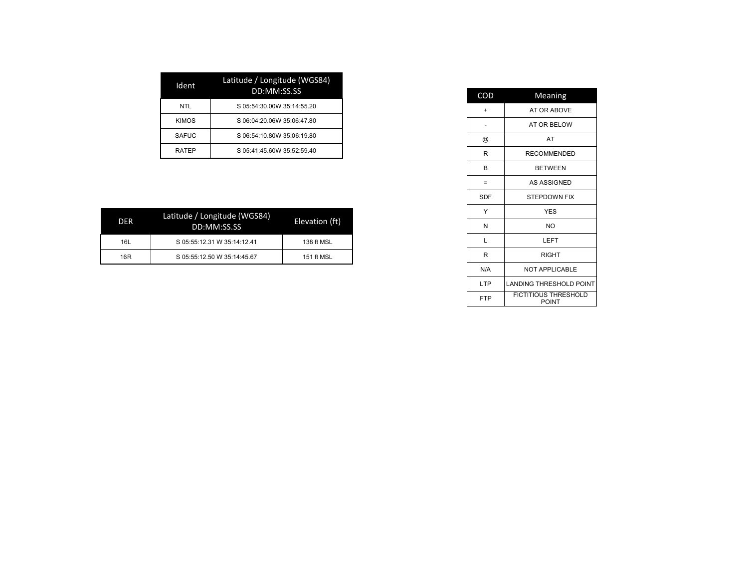| Ident | Latitude / Longitude (WGS84) DD:MM:SS.SS |
|---|---|
| NTL | S 05:54:30.00W 35:14:55.20 |
| KIMOS | S 06:04:20.06W 35:06:47.80 |
| SAFUC | S 06:54:10.80W 35:06:19.80 |
| RATEP | S 05:41:45.60W 35:52:59.40 |

| DER | Latitude / Longitude (WGS84) DD:MM:SS.SS | Elevation (ft) |
|---|---|---|
| 16L | S 05:55:12.31 W 35:14:12.41 | 138 ft MSL |
| 16R | S 05:55:12.50 W 35:14:45.67 | 151 ft MSL |

| COD | Meaning |
|---|---|
| + | AT OR ABOVE |
| - | AT OR BELOW |
| @ | AT |
| R | RECOMMENDED |
| B | BETWEEN |
| = | AS ASSIGNED |
| SDF | STEPDOWN FIX |
| Y | YES |
| N | NO |
| L | LEFT |
| R | RIGHT |
| N/A | NOT APPLICABLE |
| LTP | LANDING THRESHOLD POINT |
| FTP | FICTITIOUS THRESHOLD POINT |